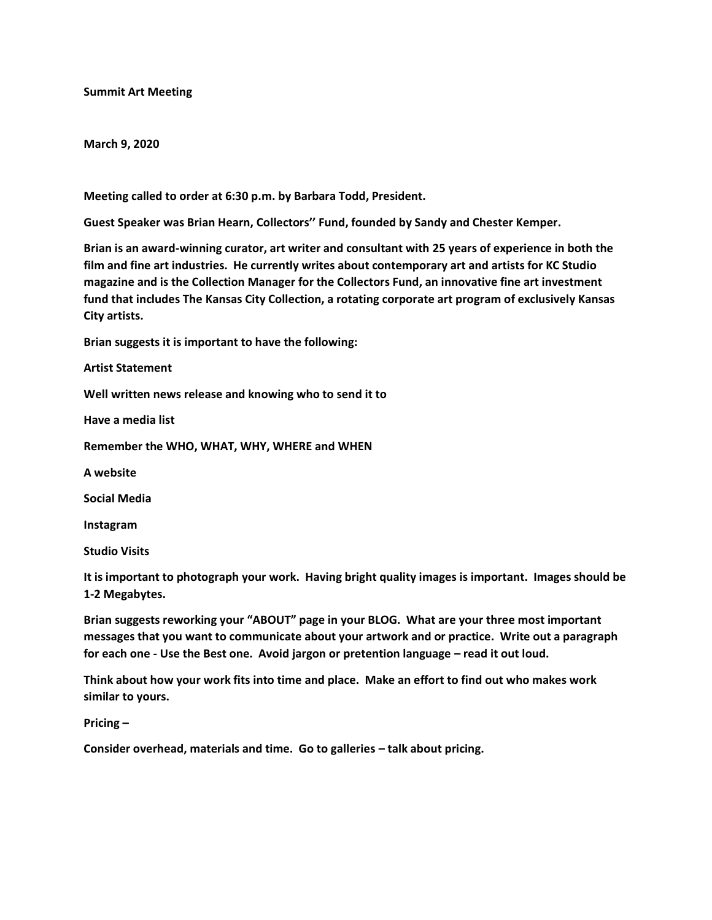**Summit Art Meeting**

**March 9, 2020**

**Meeting called to order at 6:30 p.m. by Barbara Todd, President.**

**Guest Speaker was Brian Hearn, Collectors'' Fund, founded by Sandy and Chester Kemper.**

**Brian is an award-winning curator, art writer and consultant with 25 years of experience in both the film and fine art industries. He currently writes about contemporary art and artists for KC Studio magazine and is the Collection Manager for the Collectors Fund, an innovative fine art investment fund that includes The Kansas City Collection, a rotating corporate art program of exclusively Kansas City artists.**

**Brian suggests it is important to have the following:**

**Artist Statement**

**Well written news release and knowing who to send it to**

**Have a media list**

**Remember the WHO, WHAT, WHY, WHERE and WHEN**

**A website**

**Social Media**

**Instagram**

**Studio Visits**

**It is important to photograph your work. Having bright quality images is important. Images should be 1-2 Megabytes.**

**Brian suggests reworking your "ABOUT" page in your BLOG. What are your three most important messages that you want to communicate about your artwork and or practice. Write out a paragraph for each one - Use the Best one. Avoid jargon or pretention language – read it out loud.**

**Think about how your work fits into time and place. Make an effort to find out who makes work similar to yours.**

**Pricing –**

**Consider overhead, materials and time. Go to galleries – talk about pricing.**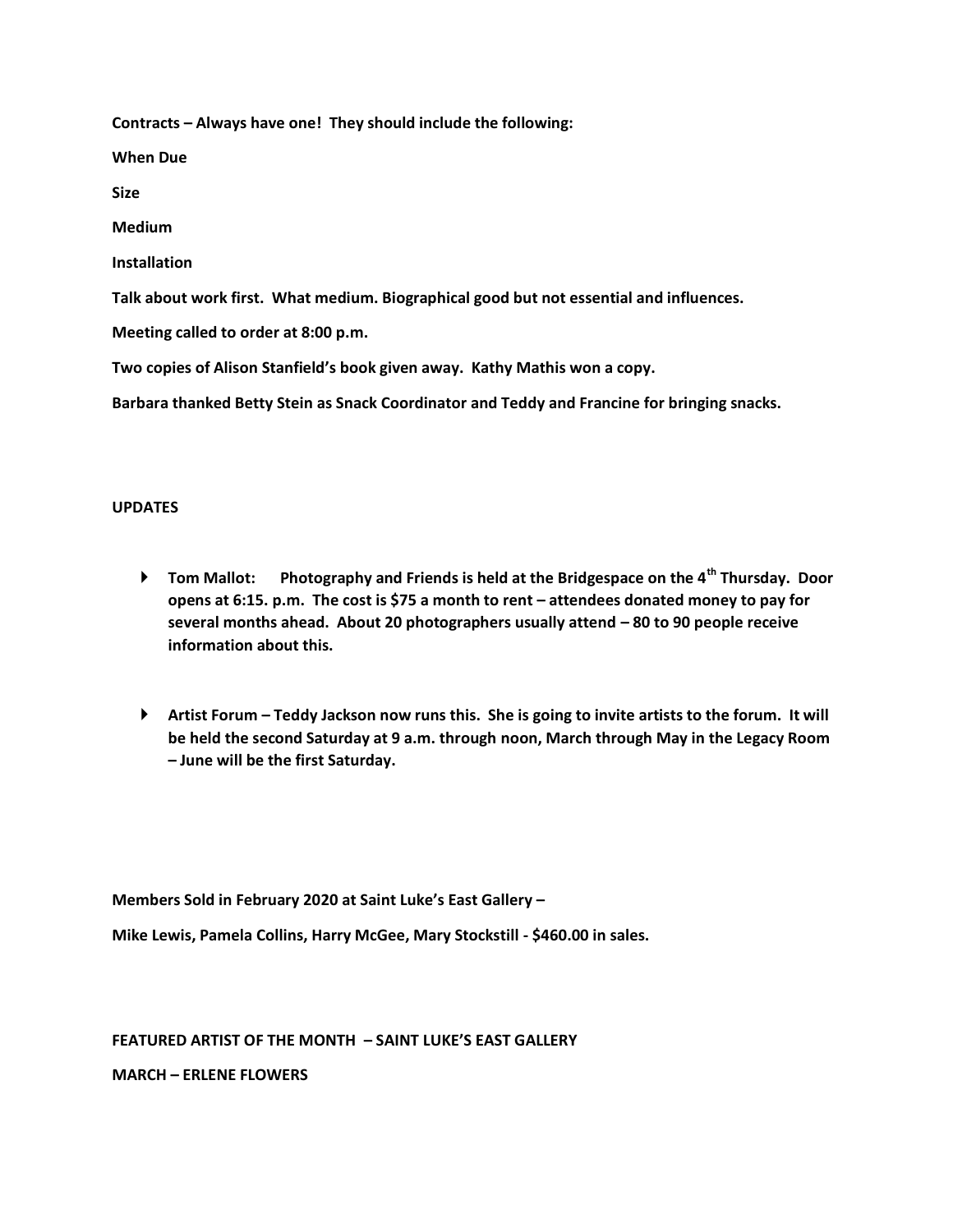**Contracts – Always have one! They should include the following:**

**When Due**

**Size**

**Medium**

**Installation**

**Talk about work first. What medium. Biographical good but not essential and influences.**

**Meeting called to order at 8:00 p.m.**

**Two copies of Alison Stanfield's book given away. Kathy Mathis won a copy.**

**Barbara thanked Betty Stein as Snack Coordinator and Teddy and Francine for bringing snacks.**

## UPDATES

- **Tom Mallot: Photography and Friends is held at the Bridgespace on the 4th Thursday. Door opens at 6:15. p.m. The cost is $75 a month to rent – attendees donated money to pay for several months ahead. About 20 photographers usually attend – 80 to 90 people receive information about this.**

- **Artist Forum – Teddy Jackson now runs this. She is going to invite artists to the forum. It will be held the second Saturday at 9 a.m. through noon, March through May in the Legacy Room – June will be the first Saturday.**

**Members Sold in February 2020 at Saint Luke's East Gallery –**

**Mike Lewis, Pamela Collins, Harry McGee, Mary Stockstill - $460.00 in sales.**

**FEATURED ARTIST OF THE MONTH – SAINT LUKE'S EAST GALLERY**

**MARCH – ERLENE FLOWERS**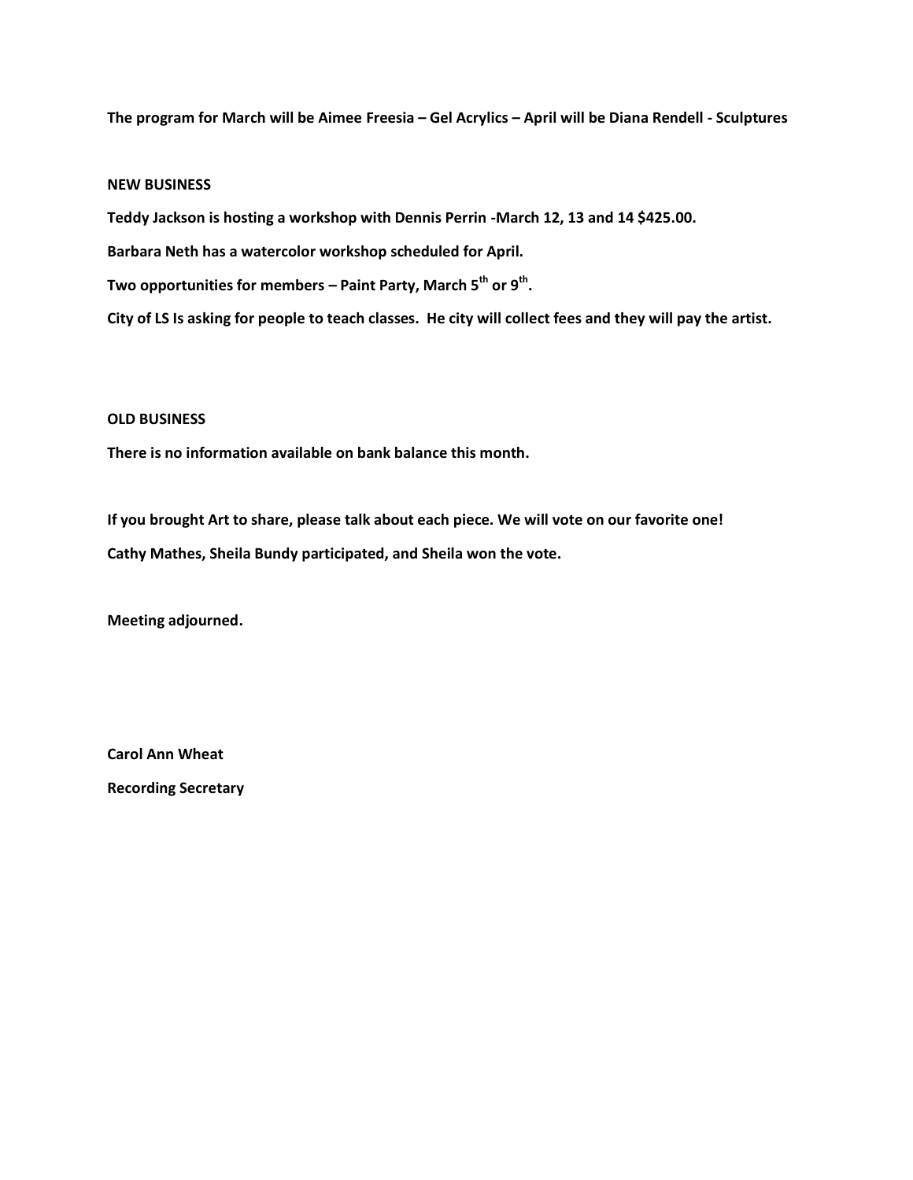**The program for March will be Aimee Freesia – Gel Acrylics – April will be Diana Rendell - Sculptures**

**NEW BUSINESS**

**Teddy Jackson is hosting a workshop with Dennis Perrin -March 12, 13 and 14 $425.00.**

**Barbara Neth has a watercolor workshop scheduled for April.**

**Two opportunities for members – Paint Party, March 5th or 9th.**

**City of LS Is asking for people to teach classes. He city will collect fees and they will pay the artist.**

**OLD BUSINESS**

**There is no information available on bank balance this month.**

**If you brought Art to share, please talk about each piece. We will vote on our favorite one!**

**Cathy Mathes, Sheila Bundy participated, and Sheila won the vote.**

**Meeting adjourned.**

**Carol Ann Wheat**

**Recording Secretary**